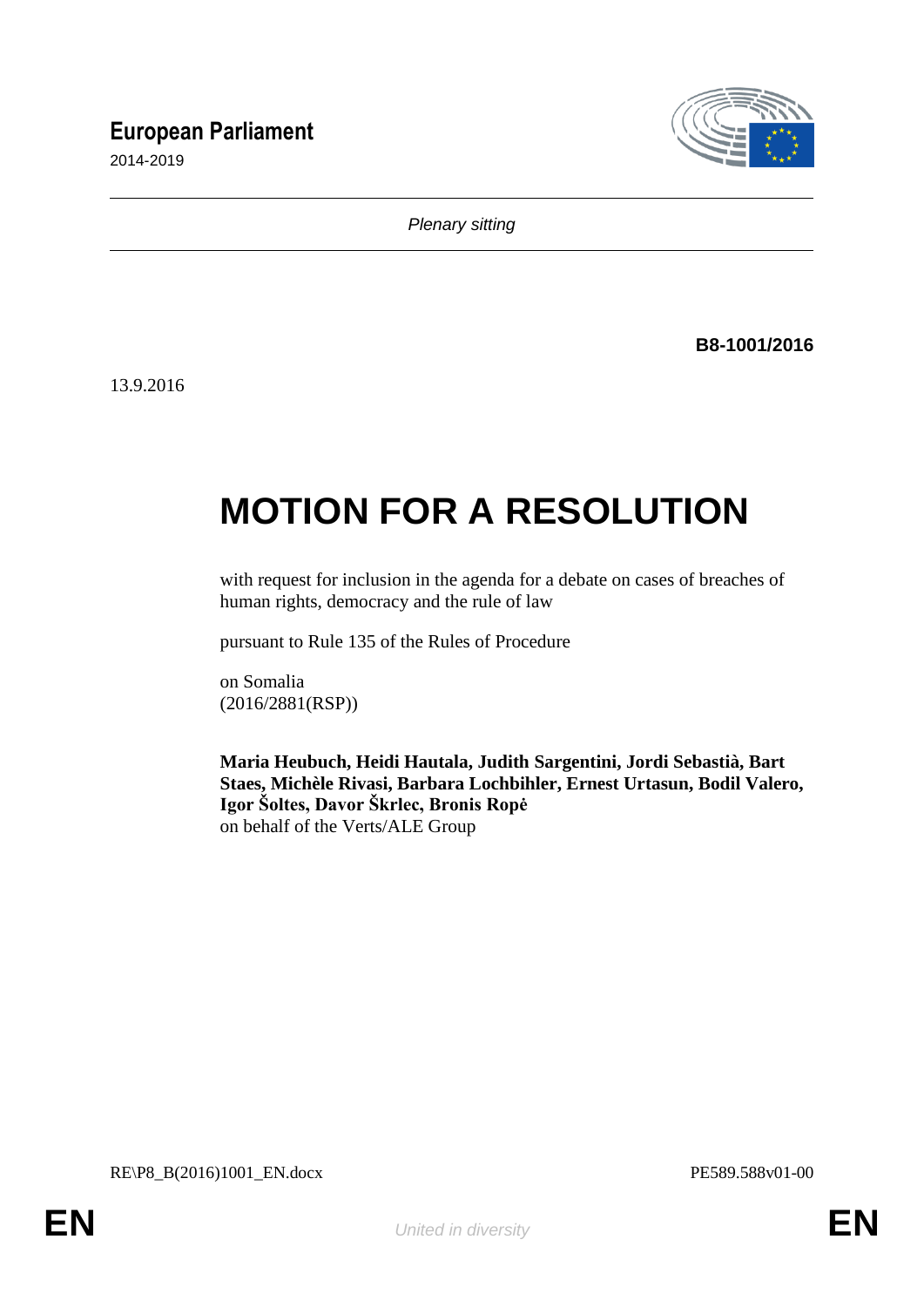# European Parliament

2014-2019

*Plenary sitting*

**B8-1001/2016**

13.9.2016

# MOTION FOR A RESOLUTION

with request for inclusion in the agenda for a debate on cases of breaches of human rights, democracy and the rule of law

pursuant to Rule 135 of the Rules of Procedure

on Somalia
(2016/2881(RSP))

**Maria Heubuch, Heidi Hautala, Judith Sargentini, Jordi Sebastià, Bart Staes, Michèle Rivasi, Barbara Lochbihler, Ernest Urtasun, Bodil Valero, Igor Šoltes, Davor Škrlec, Bronis Ropė**
on behalf of the Verts/ALE Group

RE\P8_B(2016)1001_EN.docx PE589.588v01-00

EN *United in diversity* EN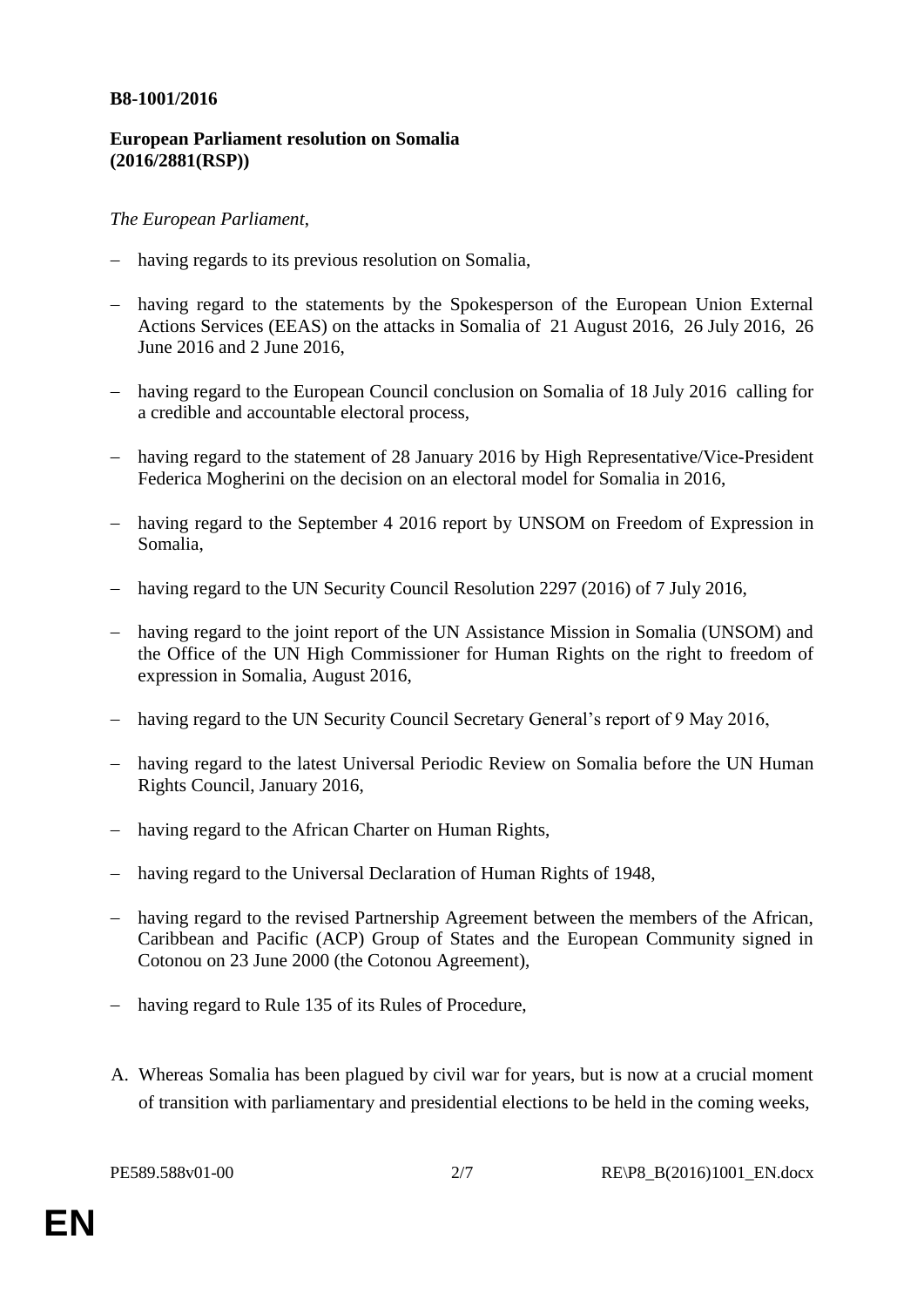**B8-1001/2016**

**European Parliament resolution on Somalia (2016/2881(RSP))**

*The European Parliament*,

- having regards to its previous resolution on Somalia,
- having regard to the statements by the Spokesperson of the European Union External Actions Services (EEAS) on the attacks in Somalia of 21 August 2016, 26 July 2016, 26 June 2016 and 2 June 2016,
- having regard to the European Council conclusion on Somalia of 18 July 2016 calling for a credible and accountable electoral process,
- having regard to the statement of 28 January 2016 by High Representative/Vice-President Federica Mogherini on the decision on an electoral model for Somalia in 2016,
- having regard to the September 4 2016 report by UNSOM on Freedom of Expression in Somalia,
- having regard to the UN Security Council Resolution 2297 (2016) of 7 July 2016,
- having regard to the joint report of the UN Assistance Mission in Somalia (UNSOM) and the Office of the UN High Commissioner for Human Rights on the right to freedom of expression in Somalia, August 2016,
- having regard to the UN Security Council Secretary General's report of 9 May 2016,
- having regard to the latest Universal Periodic Review on Somalia before the UN Human Rights Council, January 2016,
- having regard to the African Charter on Human Rights,
- having regard to the Universal Declaration of Human Rights of 1948,
- having regard to the revised Partnership Agreement between the members of the African, Caribbean and Pacific (ACP) Group of States and the European Community signed in Cotonou on 23 June 2000 (the Cotonou Agreement),
- having regard to Rule 135 of its Rules of Procedure,

A. Whereas Somalia has been plagued by civil war for years, but is now at a crucial moment of transition with parliamentary and presidential elections to be held in the coming weeks,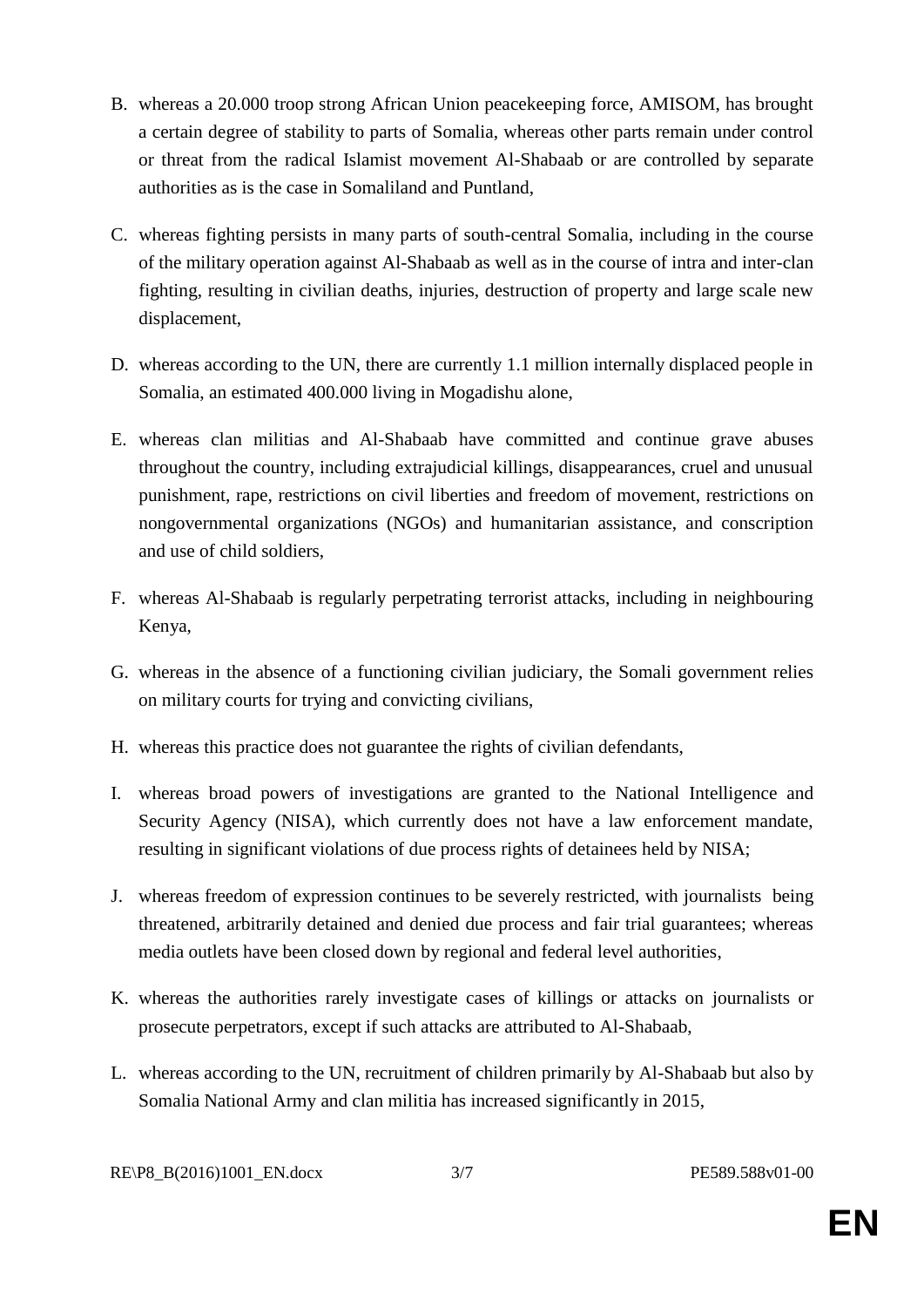B. whereas a 20.000 troop strong African Union peacekeeping force, AMISOM, has brought a certain degree of stability to parts of Somalia, whereas other parts remain under control or threat from the radical Islamist movement Al-Shabaab or are controlled by separate authorities as is the case in Somaliland and Puntland,

C. whereas fighting persists in many parts of south-central Somalia, including in the course of the military operation against Al-Shabaab as well as in the course of intra and inter-clan fighting, resulting in civilian deaths, injuries, destruction of property and large scale new displacement,

D. whereas according to the UN, there are currently 1.1 million internally displaced people in Somalia, an estimated 400.000 living in Mogadishu alone,

E. whereas clan militias and Al-Shabaab have committed and continue grave abuses throughout the country, including extrajudicial killings, disappearances, cruel and unusual punishment, rape, restrictions on civil liberties and freedom of movement, restrictions on nongovernmental organizations (NGOs) and humanitarian assistance, and conscription and use of child soldiers,

F. whereas Al-Shabaab is regularly perpetrating terrorist attacks, including in neighbouring Kenya,

G. whereas in the absence of a functioning civilian judiciary, the Somali government relies on military courts for trying and convicting civilians,

H. whereas this practice does not guarantee the rights of civilian defendants,

I. whereas broad powers of investigations are granted to the National Intelligence and Security Agency (NISA), which currently does not have a law enforcement mandate, resulting in significant violations of due process rights of detainees held by NISA;

J. whereas freedom of expression continues to be severely restricted, with journalists being threatened, arbitrarily detained and denied due process and fair trial guarantees; whereas media outlets have been closed down by regional and federal level authorities,

K. whereas the authorities rarely investigate cases of killings or attacks on journalists or prosecute perpetrators, except if such attacks are attributed to Al-Shabaab,

L. whereas according to the UN, recruitment of children primarily by Al-Shabaab but also by Somalia National Army and clan militia has increased significantly in 2015,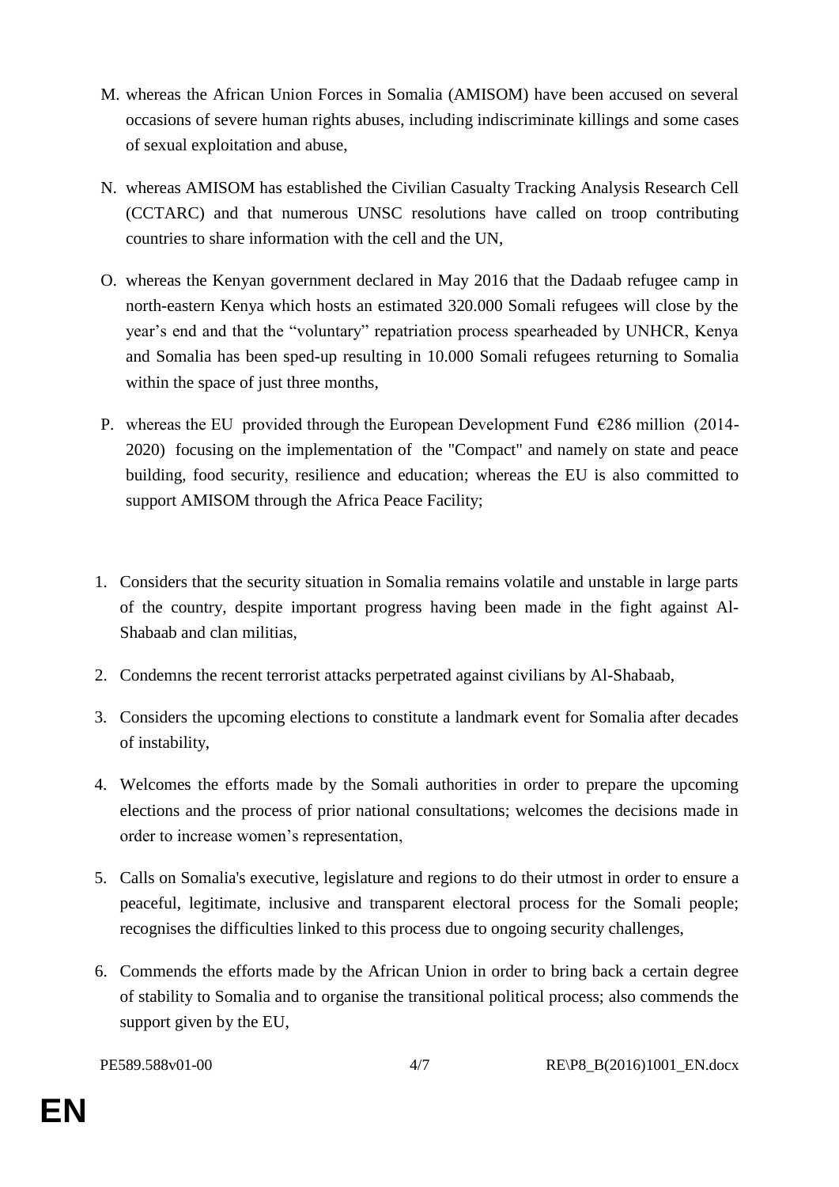M. whereas the African Union Forces in Somalia (AMISOM) have been accused on several occasions of severe human rights abuses, including indiscriminate killings and some cases of sexual exploitation and abuse,

N. whereas AMISOM has established the Civilian Casualty Tracking Analysis Research Cell (CCTARC) and that numerous UNSC resolutions have called on troop contributing countries to share information with the cell and the UN,

O. whereas the Kenyan government declared in May 2016 that the Dadaab refugee camp in north-eastern Kenya which hosts an estimated 320.000 Somali refugees will close by the year's end and that the "voluntary" repatriation process spearheaded by UNHCR, Kenya and Somalia has been sped-up resulting in 10.000 Somali refugees returning to Somalia within the space of just three months,

P. whereas the EU provided through the European Development Fund €286 million (2014-2020) focusing on the implementation of the "Compact" and namely on state and peace building, food security, resilience and education; whereas the EU is also committed to support AMISOM through the Africa Peace Facility;

1. Considers that the security situation in Somalia remains volatile and unstable in large parts of the country, despite important progress having been made in the fight against Al-Shabaab and clan militias,

2. Condemns the recent terrorist attacks perpetrated against civilians by Al-Shabaab,

3. Considers the upcoming elections to constitute a landmark event for Somalia after decades of instability,

4. Welcomes the efforts made by the Somali authorities in order to prepare the upcoming elections and the process of prior national consultations; welcomes the decisions made in order to increase women's representation,

5. Calls on Somalia's executive, legislature and regions to do their utmost in order to ensure a peaceful, legitimate, inclusive and transparent electoral process for the Somali people; recognises the difficulties linked to this process due to ongoing security challenges,

6. Commends the efforts made by the African Union in order to bring back a certain degree of stability to Somalia and to organise the transitional political process; also commends the support given by the EU,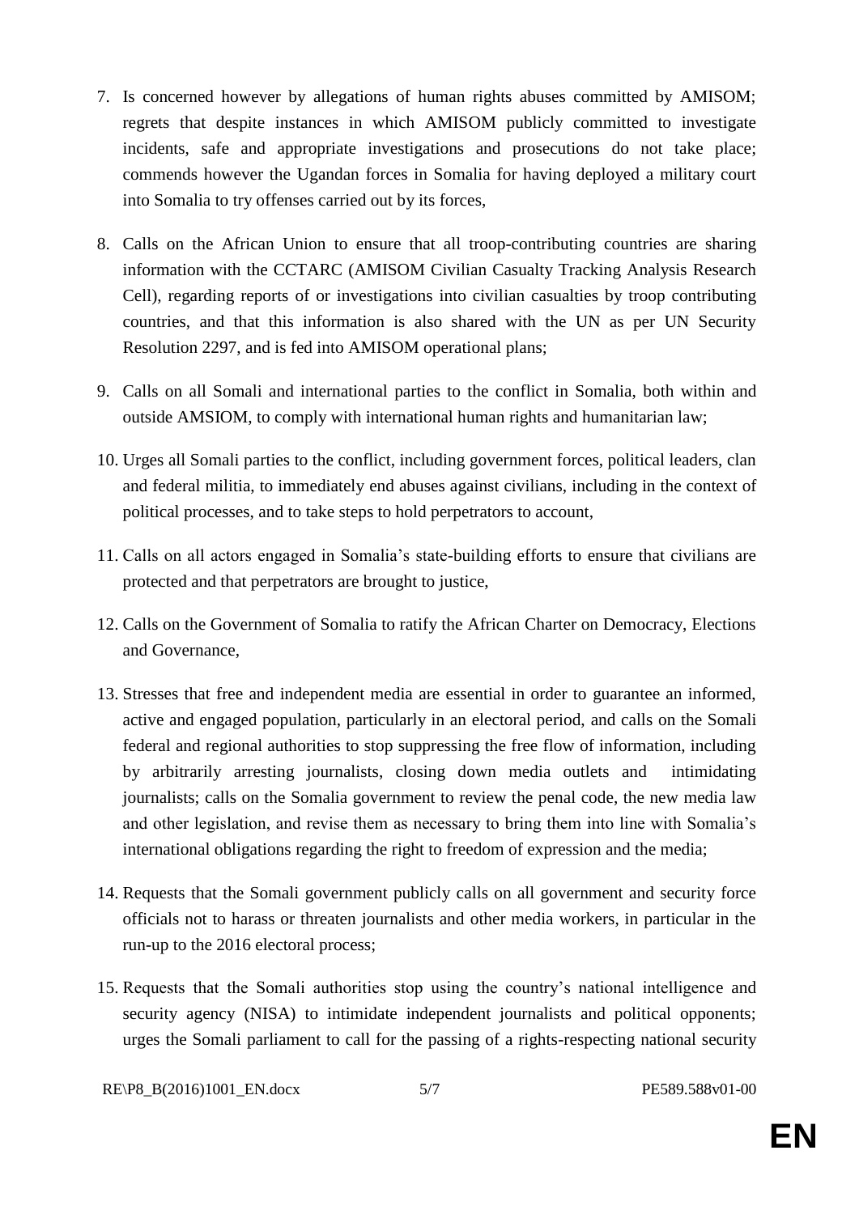7. Is concerned however by allegations of human rights abuses committed by AMISOM; regrets that despite instances in which AMISOM publicly committed to investigate incidents, safe and appropriate investigations and prosecutions do not take place; commends however the Ugandan forces in Somalia for having deployed a military court into Somalia to try offenses carried out by its forces,

8. Calls on the African Union to ensure that all troop-contributing countries are sharing information with the CCTARC (AMISOM Civilian Casualty Tracking Analysis Research Cell), regarding reports of or investigations into civilian casualties by troop contributing countries, and that this information is also shared with the UN as per UN Security Resolution 2297, and is fed into AMISOM operational plans;

9. Calls on all Somali and international parties to the conflict in Somalia, both within and outside AMSIOM, to comply with international human rights and humanitarian law;

10. Urges all Somali parties to the conflict, including government forces, political leaders, clan and federal militia, to immediately end abuses against civilians, including in the context of political processes, and to take steps to hold perpetrators to account,

11. Calls on all actors engaged in Somalia's state-building efforts to ensure that civilians are protected and that perpetrators are brought to justice,

12. Calls on the Government of Somalia to ratify the African Charter on Democracy, Elections and Governance,

13. Stresses that free and independent media are essential in order to guarantee an informed, active and engaged population, particularly in an electoral period, and calls on the Somali federal and regional authorities to stop suppressing the free flow of information, including by arbitrarily arresting journalists, closing down media outlets and intimidating journalists; calls on the Somalia government to review the penal code, the new media law and other legislation, and revise them as necessary to bring them into line with Somalia's international obligations regarding the right to freedom of expression and the media;

14. Requests that the Somali government publicly calls on all government and security force officials not to harass or threaten journalists and other media workers, in particular in the run-up to the 2016 electoral process;

15. Requests that the Somali authorities stop using the country's national intelligence and security agency (NISA) to intimidate independent journalists and political opponents; urges the Somali parliament to call for the passing of a rights-respecting national security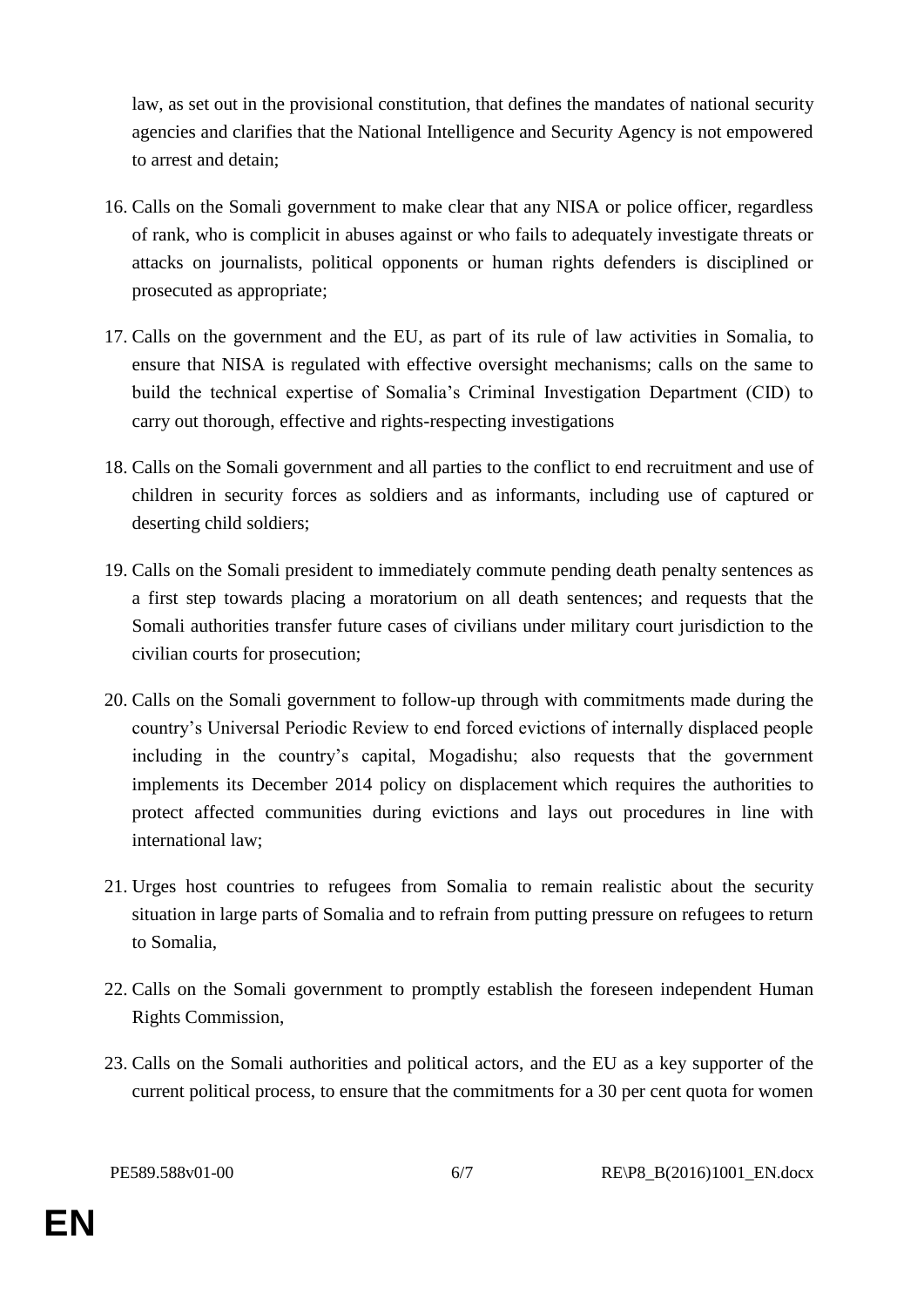law, as set out in the provisional constitution, that defines the mandates of national security agencies and clarifies that the National Intelligence and Security Agency is not empowered to arrest and detain;

16. Calls on the Somali government to make clear that any NISA or police officer, regardless of rank, who is complicit in abuses against or who fails to adequately investigate threats or attacks on journalists, political opponents or human rights defenders is disciplined or prosecuted as appropriate;

17. Calls on the government and the EU, as part of its rule of law activities in Somalia, to ensure that NISA is regulated with effective oversight mechanisms; calls on the same to build the technical expertise of Somalia's Criminal Investigation Department (CID) to carry out thorough, effective and rights-respecting investigations

18. Calls on the Somali government and all parties to the conflict to end recruitment and use of children in security forces as soldiers and as informants, including use of captured or deserting child soldiers;

19. Calls on the Somali president to immediately commute pending death penalty sentences as a first step towards placing a moratorium on all death sentences; and requests that the Somali authorities transfer future cases of civilians under military court jurisdiction to the civilian courts for prosecution;

20. Calls on the Somali government to follow-up through with commitments made during the country's Universal Periodic Review to end forced evictions of internally displaced people including in the country's capital, Mogadishu; also requests that the government implements its December 2014 policy on displacement which requires the authorities to protect affected communities during evictions and lays out procedures in line with international law;

21. Urges host countries to refugees from Somalia to remain realistic about the security situation in large parts of Somalia and to refrain from putting pressure on refugees to return to Somalia,

22. Calls on the Somali government to promptly establish the foreseen independent Human Rights Commission,

23. Calls on the Somali authorities and political actors, and the EU as a key supporter of the current political process, to ensure that the commitments for a 30 per cent quota for women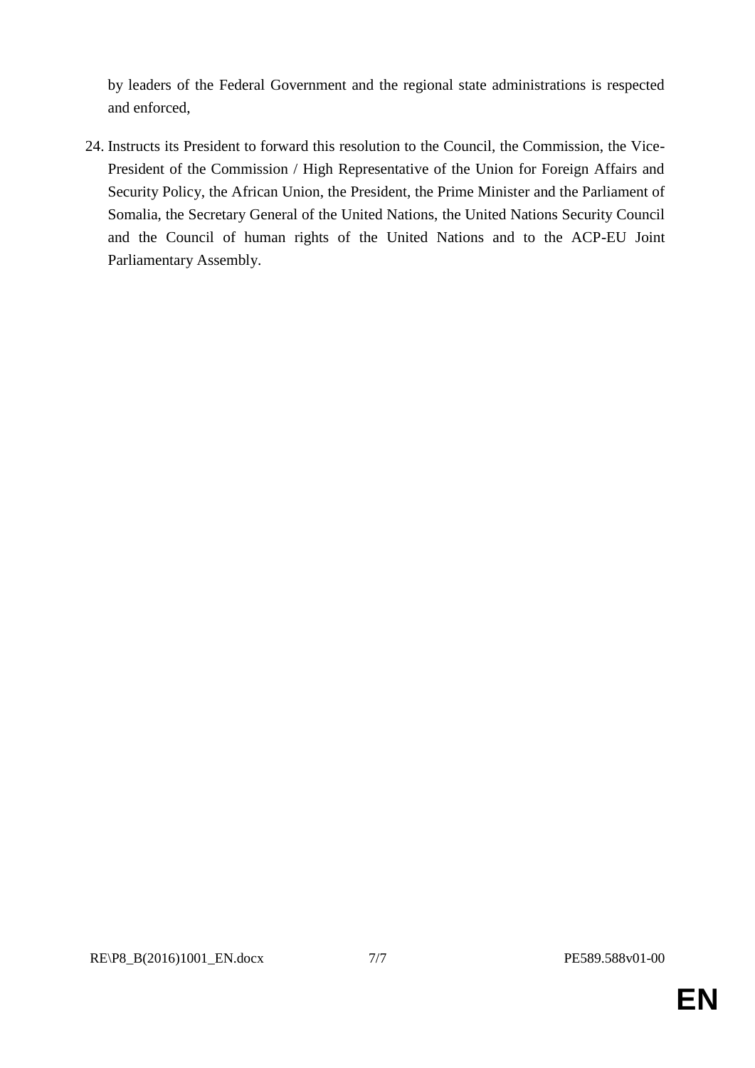by leaders of the Federal Government and the regional state administrations is respected and enforced,

24. Instructs its President to forward this resolution to the Council, the Commission, the Vice-President of the Commission / High Representative of the Union for Foreign Affairs and Security Policy, the African Union, the President, the Prime Minister and the Parliament of Somalia, the Secretary General of the United Nations, the United Nations Security Council and the Council of human rights of the United Nations and to the ACP-EU Joint Parliamentary Assembly.